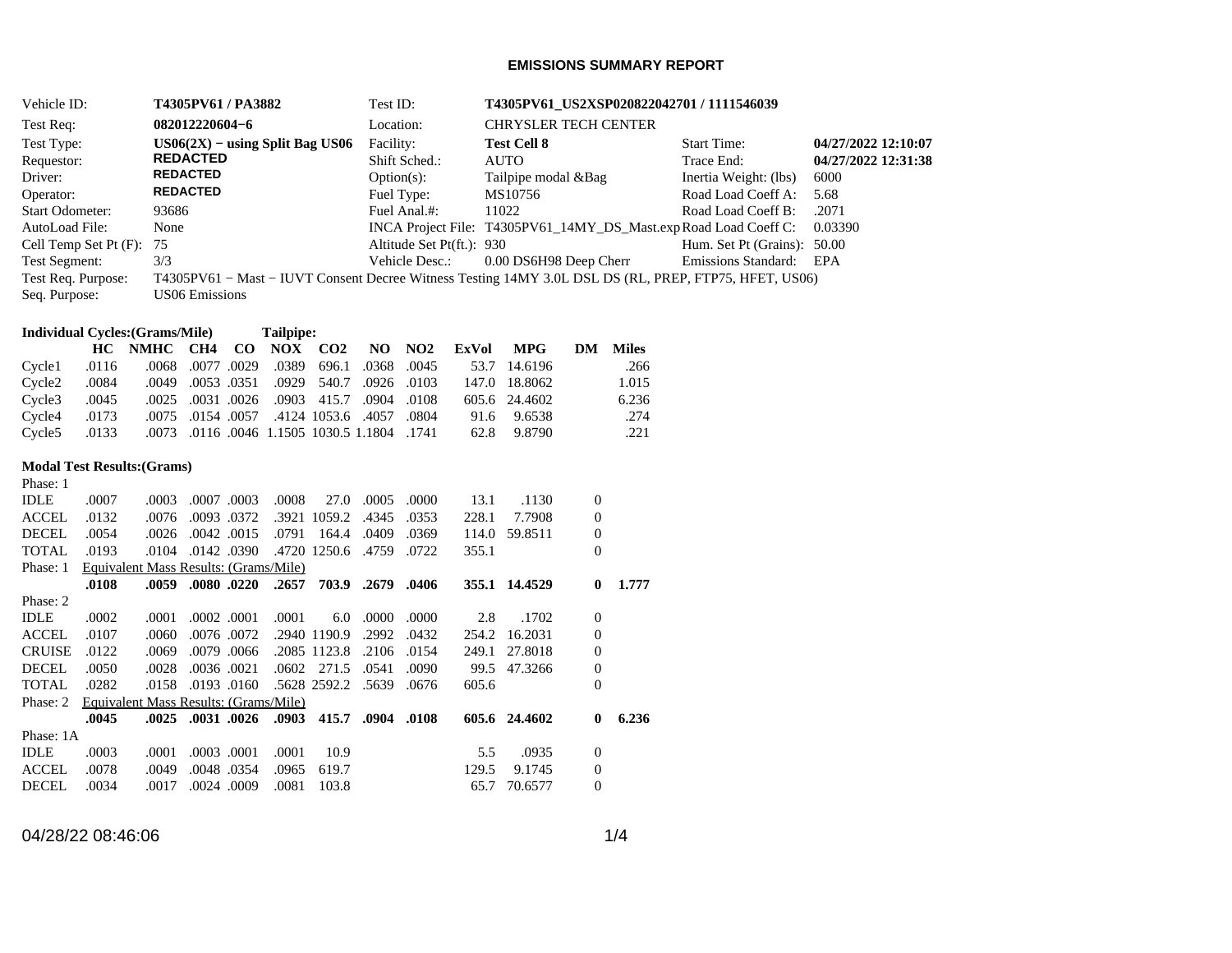# EMISSIONS SUMMARY REPORT

| | | | | | |
|---|---|---|---|---|---|
| Vehicle ID: | **T4305PV61 / PA3882** | Test ID: | **T4305PV61_US2XSP020822042701 / 1111546039** | | |
| Test Req: | **082012220604−6** | Location: | CHRYSLER TECH CENTER | | |
| Test Type: | **US06(2X) − using Split Bag US06** | Facility: | **Test Cell 8** | Start Time: | **04/27/2022 12:10:07** |
| Requestor: | **REDACTED** | Shift Sched.: | AUTO | Trace End: | **04/27/2022 12:31:38** |
| Driver: | **REDACTED** | Option(s): | Tailpipe modal &Bag | Inertia Weight: (lbs) | 6000 |
| Operator: | **REDACTED** | Fuel Type: | MS10756 | Road Load Coeff A: | 5.68 |
| Start Odometer: | 93686 | Fuel Anal.#: | 11022 | Road Load Coeff B: | .2071 |
| AutoLoad File: | None | INCA Project File: | T4305PV61_14MY_DS_Mast.exp | Road Load Coeff C: | 0.03390 |
| Cell Temp Set Pt (F): | 75 | Altitude Set Pt(ft.): | 930 | Hum. Set Pt (Grains): | 50.00 |
| Test Segment: | 3/3 | Vehicle Desc.: | 0.00 DS6H98 Deep Cherr | Emissions Standard: | EPA |

Test Req. Purpose: T4305PV61 − Mast − IUVT Consent Decree Witness Testing 14MY 3.0L DSL DS (RL, PREP, FTP75, HFET, US06)

Seq. Purpose: US06 Emissions

**Individual Cycles:(Grams/Mile)** **Tailpipe:**

| | HC | NMHC | CH4 | CO | NOX | CO2 | NO | NO2 | ExVol | MPG | DM | Miles |
|---|---|---|---|---|---|---|---|---|---|---|---|---|
| Cycle1 | .0116 | .0068 | .0077 | .0029 | .0389 | 696.1 | .0368 | .0045 | 53.7 | 14.6196 | | .266 |
| Cycle2 | .0084 | .0049 | .0053 | .0351 | .0929 | 540.7 | .0926 | .0103 | 147.0 | 18.8062 | | 1.015 |
| Cycle3 | .0045 | .0025 | .0031 | .0026 | .0903 | 415.7 | .0904 | .0108 | 605.6 | 24.4602 | | 6.236 |
| Cycle4 | .0173 | .0075 | .0154 | .0057 | .4124 | 1053.6 | .4057 | .0804 | 91.6 | 9.6538 | | .274 |
| Cycle5 | .0133 | .0073 | .0116 | .0046 | 1.1505 | 1030.5 | 1.1804 | .1741 | 62.8 | 9.8790 | | .221 |

**Modal Test Results:(Grams)**

| | HC | NMHC | CH4 | CO | NOX | CO2 | NO | NO2 | ExVol | MPG | DM | Miles |
|---|---|---|---|---|---|---|---|---|---|---|---|---|
| Phase: 1 | | | | | | | | | | | | |
| IDLE | .0007 | .0003 | .0007 | .0003 | .0008 | 27.0 | .0005 | .0000 | 13.1 | .1130 | 0 | |
| ACCEL | .0132 | .0076 | .0093 | .0372 | .3921 | 1059.2 | .4345 | .0353 | 228.1 | 7.7908 | 0 | |
| DECEL | .0054 | .0026 | .0042 | .0015 | .0791 | 164.4 | .0409 | .0369 | 114.0 | 59.8511 | 0 | |
| TOTAL | .0193 | .0104 | .0142 | .0390 | .4720 | 1250.6 | .4759 | .0722 | 355.1 | | 0 | |
| Phase: 1 | Equivalent Mass Results: (Grams/Mile) | | | | | | | | | | | |
| | **.0108** | **.0059** | **.0080** | **.0220** | **.2657** | **703.9** | **.2679** | **.0406** | **355.1** | **14.4529** | **0** | **1.777** |
| Phase: 2 | | | | | | | | | | | | |
| IDLE | .0002 | .0001 | .0002 | .0001 | .0001 | 6.0 | .0000 | .0000 | 2.8 | .1702 | 0 | |
| ACCEL | .0107 | .0060 | .0076 | .0072 | .2940 | 1190.9 | .2992 | .0432 | 254.2 | 16.2031 | 0 | |
| CRUISE | .0122 | .0069 | .0079 | .0066 | .2085 | 1123.8 | .2106 | .0154 | 249.1 | 27.8018 | 0 | |
| DECEL | .0050 | .0028 | .0036 | .0021 | .0602 | 271.5 | .0541 | .0090 | 99.5 | 47.3266 | 0 | |
| TOTAL | .0282 | .0158 | .0193 | .0160 | .5628 | 2592.2 | .5639 | .0676 | 605.6 | | 0 | |
| Phase: 2 | Equivalent Mass Results: (Grams/Mile) | | | | | | | | | | | |
| | **.0045** | **.0025** | **.0031** | **.0026** | **.0903** | **415.7** | **.0904** | **.0108** | **605.6** | **24.4602** | **0** | **6.236** |
| Phase: 1A | | | | | | | | | | | | |
| IDLE | .0003 | .0001 | .0003 | .0001 | .0001 | 10.9 | | | 5.5 | .0935 | 0 | |
| ACCEL | .0078 | .0049 | .0048 | .0354 | .0965 | 619.7 | | | 129.5 | 9.1745 | 0 | |
| DECEL | .0034 | .0017 | .0024 | .0009 | .0081 | 103.8 | | | 65.7 | 70.6577 | 0 | |

04/28/22 08:46:06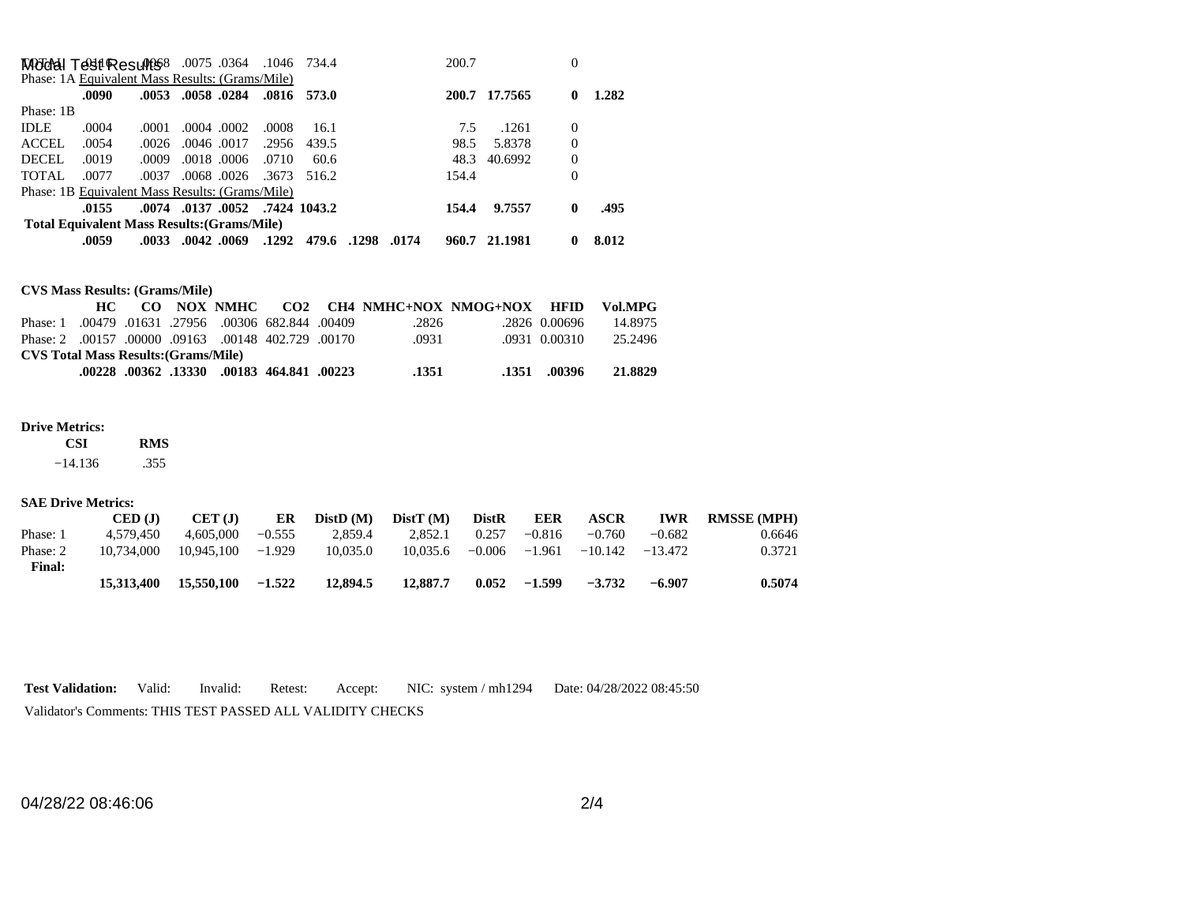| | | | | | | | | | | | | |
|---|---|---|---|---|---|---|---|---|---|---|---|---|
| TOTAL | .0110 | .0068 | .0075 | .0364 | .1046 | 734.4 | | | 200.7 | | 0 | |
| Phase: 1A Equivalent Mass Results: (Grams/Mile) | | | | | | | | | | | | |
| | **.0090** | **.0053** | **.0058** | **.0284** | **.0816** | **573.0** | | | **200.7** | **17.7565** | **0** | **1.282** |
| Phase: 1B | | | | | | | | | | | | |
| IDLE | .0004 | .0001 | .0004 | .0002 | .0008 | 16.1 | | | 7.5 | .1261 | 0 | |
| ACCEL | .0054 | .0026 | .0046 | .0017 | .2956 | 439.5 | | | 98.5 | 5.8378 | 0 | |
| DECEL | .0019 | .0009 | .0018 | .0006 | .0710 | 60.6 | | | 48.3 | 40.6992 | 0 | |
| TOTAL | .0077 | .0037 | .0068 | .0026 | .3673 | 516.2 | | | 154.4 | | 0 | |
| Phase: 1B Equivalent Mass Results: (Grams/Mile) | | | | | | | | | | | | |
| | **.0155** | **.0074** | **.0137** | **.0052** | **.7424** | **1043.2** | | | **154.4** | **9.7557** | **0** | **.495** |
| **Total Equivalent Mass Results:(Grams/Mile)** | | | | | | | | | | | | |
| | **.0059** | **.0033** | **.0042** | **.0069** | **.1292** | **479.6** | **.1298** | **.0174** | **960.7** | **21.1981** | **0** | **8.012** |

**CVS Mass Results: (Grams/Mile)**

| | HC | CO | NOX | NMHC | CO2 | CH4 | NMHC+NOX | NMOG+NOX | HFID | Vol.MPG |
|---|---|---|---|---|---|---|---|---|---|---|
| Phase: 1 | .00479 | .01631 | .27956 | .00306 | 682.844 | .00409 | .2826 | .2826 | 0.00696 | 14.8975 |
| Phase: 2 | .00157 | .00000 | .09163 | .00148 | 402.729 | .00170 | .0931 | .0931 | 0.00310 | 25.2496 |
| **CVS Total Mass Results:(Grams/Mile)** | | | | | | | | | | |
| | **.00228** | **.00362** | **.13330** | **.00183** | **464.841** | **.00223** | **.1351** | **.1351** | **.00396** | **21.8829** |

**Drive Metrics:**

| CSI | RMS |
|---|---|
| −14.136 | .355 |

**SAE Drive Metrics:**

| | CED (J) | CET (J) | ER | DistD (M) | DistT (M) | DistR | EER | ASCR | IWR | RMSSE (MPH) |
|---|---|---|---|---|---|---|---|---|---|---|
| Phase: 1 | 4,579,450 | 4,605,000 | −0.555 | 2,859.4 | 2,852.1 | 0.257 | −0.816 | −0.760 | −0.682 | 0.6646 |
| Phase: 2 | 10,734,000 | 10,945,100 | −1.929 | 10,035.0 | 10,035.6 | −0.006 | −1.961 | −10.142 | −13.472 | 0.3721 |
| **Final:** | | | | | | | | | | |
| | **15,313,400** | **15,550,100** | **−1.522** | **12,894.5** | **12,887.7** | **0.052** | **−1.599** | **−3.732** | **−6.907** | **0.5074** |

**Test Validation:** Valid: Invalid: Retest: Accept: NIC: system / mh1294 Date: 04/28/2022 08:45:50

Validator's Comments: THIS TEST PASSED ALL VALIDITY CHECKS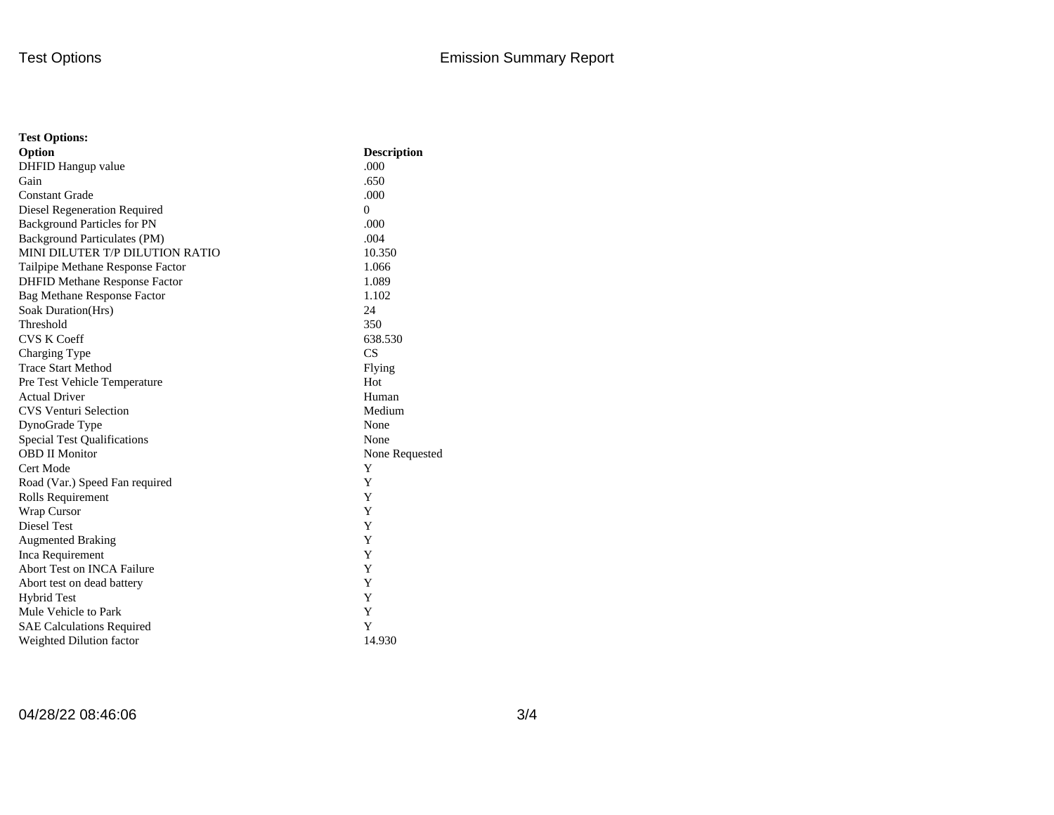**Test Options:**

| Option | Description |
|---|---|
| DHFID Hangup value | .000 |
| Gain | .650 |
| Constant Grade | .000 |
| Diesel Regeneration Required | 0 |
| Background Particles for PN | .000 |
| Background Particulates (PM) | .004 |
| MINI DILUTER T/P DILUTION RATIO | 10.350 |
| Tailpipe Methane Response Factor | 1.066 |
| DHFID Methane Response Factor | 1.089 |
| Bag Methane Response Factor | 1.102 |
| Soak Duration(Hrs) | 24 |
| Threshold | 350 |
| CVS K Coeff | 638.530 |
| Charging Type | CS |
| Trace Start Method | Flying |
| Pre Test Vehicle Temperature | Hot |
| Actual Driver | Human |
| CVS Venturi Selection | Medium |
| DynoGrade Type | None |
| Special Test Qualifications | None |
| OBD II Monitor | None Requested |
| Cert Mode | Y |
| Road (Var.) Speed Fan required | Y |
| Rolls Requirement | Y |
| Wrap Cursor | Y |
| Diesel Test | Y |
| Augmented Braking | Y |
| Inca Requirement | Y |
| Abort Test on INCA Failure | Y |
| Abort test on dead battery | Y |
| Hybrid Test | Y |
| Mule Vehicle to Park | Y |
| SAE Calculations Required | Y |
| Weighted Dilution factor | 14.930 |

04/28/22 08:46:06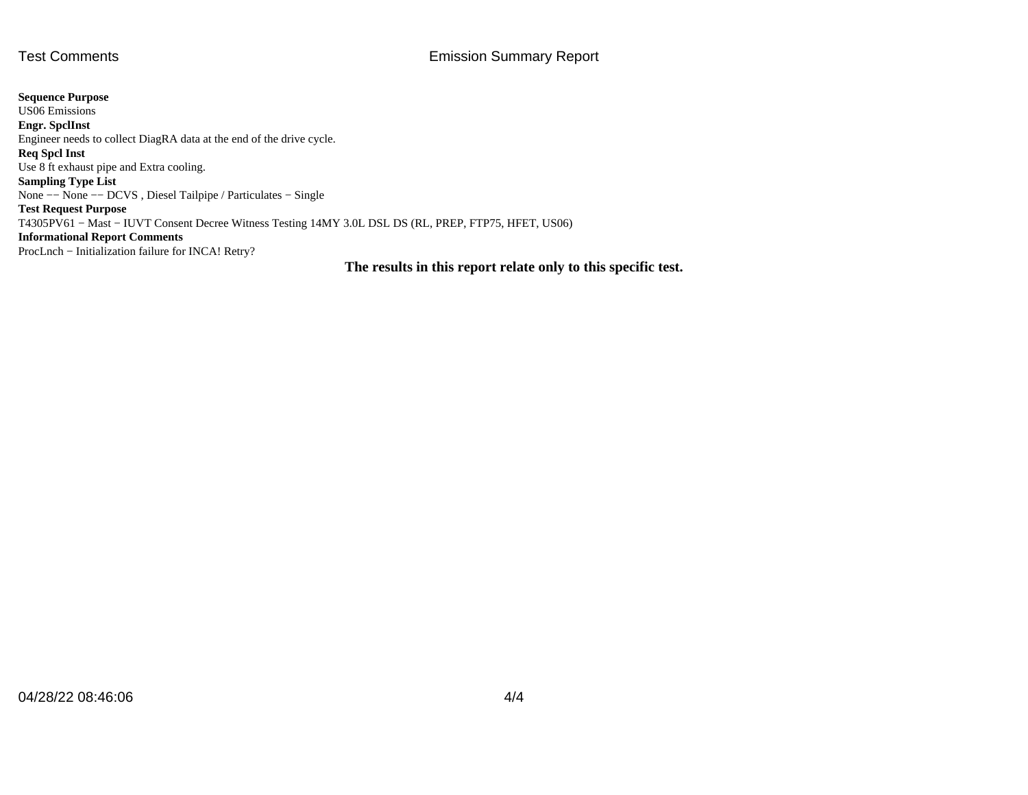Test Comments

Emission Summary Report

**Sequence Purpose**
US06 Emissions
**Engr. SpclInst**
Engineer needs to collect DiagRA data at the end of the drive cycle.
**Req Spcl Inst**
Use 8 ft exhaust pipe and Extra cooling.
**Sampling Type List**
None −− None −− DCVS , Diesel Tailpipe / Particulates − Single
**Test Request Purpose**
T4305PV61 − Mast − IUVT Consent Decree Witness Testing 14MY 3.0L DSL DS (RL, PREP, FTP75, HFET, US06)
**Informational Report Comments**
ProcLnch − Initialization failure for INCA! Retry?

**The results in this report relate only to this specific test.**

04/28/22 08:46:06